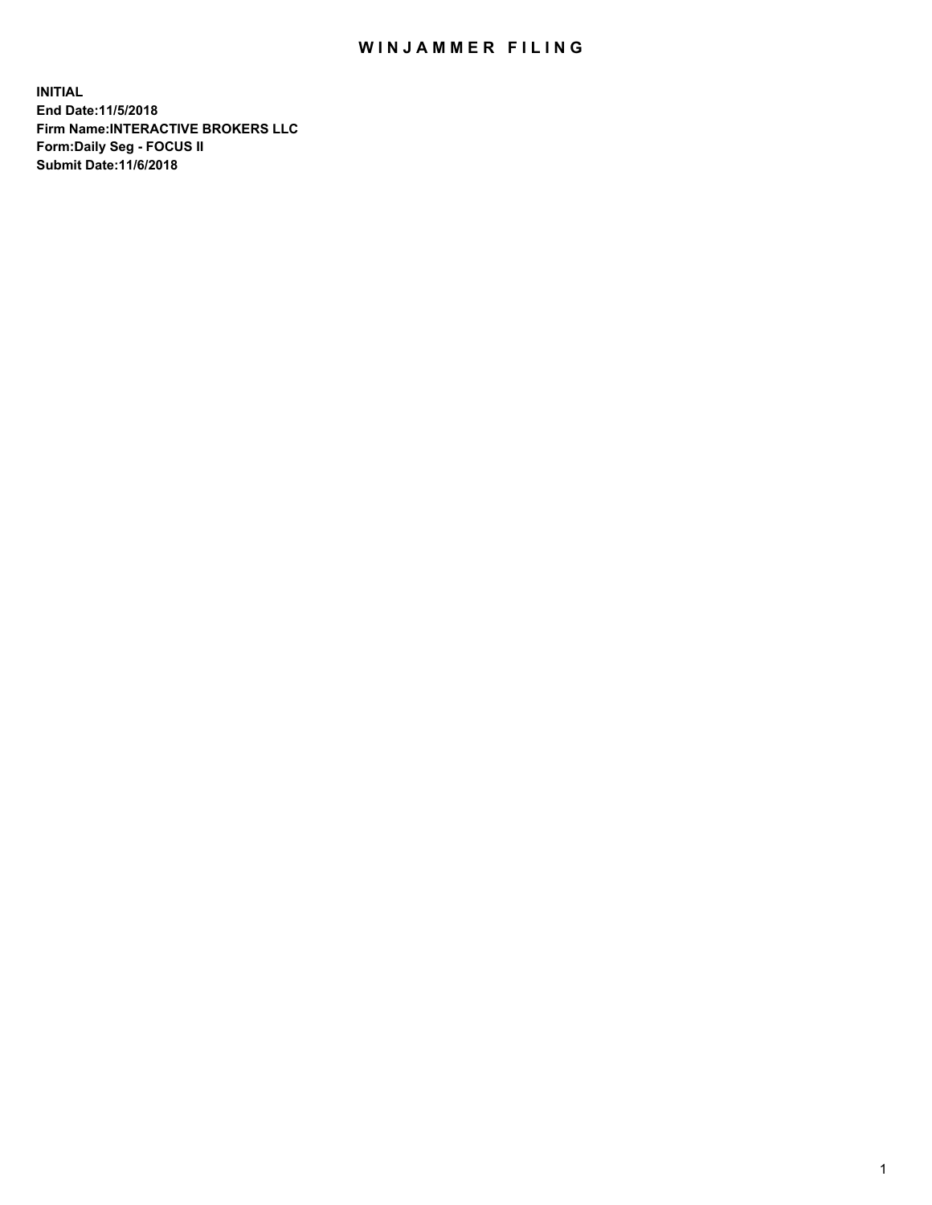# WINJAMMER FILING

**INITIAL**
**End Date:11/5/2018**
**Firm Name:INTERACTIVE BROKERS LLC**
**Form:Daily Seg - FOCUS II**
**Submit Date:11/6/2018**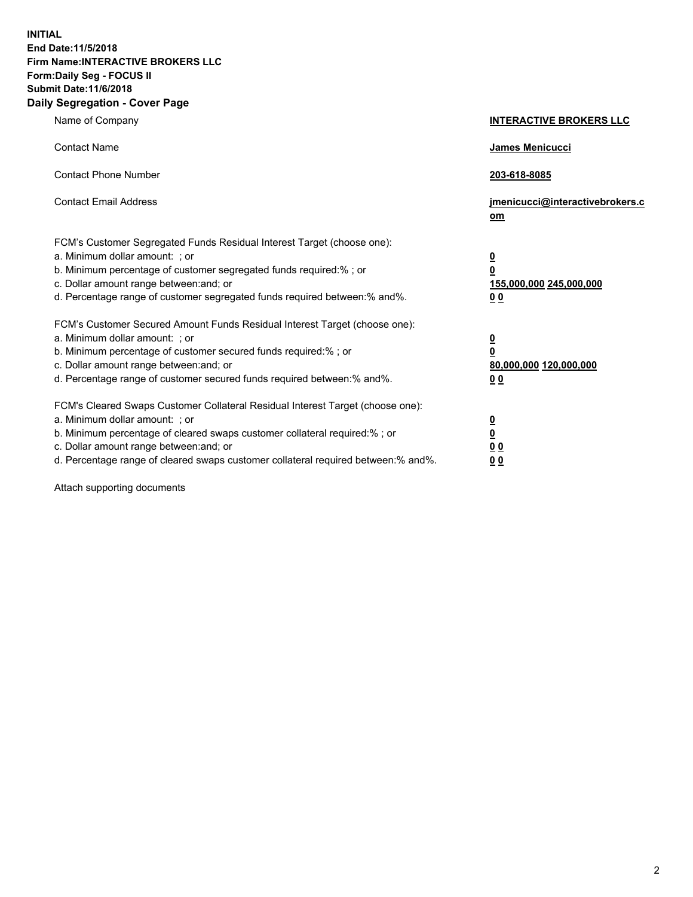**INITIAL**
**End Date:11/5/2018**
**Firm Name:INTERACTIVE BROKERS LLC**
**Form:Daily Seg - FOCUS II**
**Submit Date:11/6/2018**
**Daily Segregation - Cover Page**

| | |
|---|---|
| Name of Company | **INTERACTIVE BROKERS LLC** |
| Contact Name | **James Menicucci** |
| Contact Phone Number | **203-618-8085** |
| Contact Email Address | **jmenicucci@interactivebrokers.com** |

FCM's Customer Segregated Funds Residual Interest Target (choose one):

| | |
|---|---|
| a. Minimum dollar amount: ; or | **0** |
| b. Minimum percentage of customer segregated funds required:% ; or | **0** |
| c. Dollar amount range between:and; or | **155,000,000 245,000,000** |
| d. Percentage range of customer segregated funds required between:% and%. | **0 0** |

FCM's Customer Secured Amount Funds Residual Interest Target (choose one):

| | |
|---|---|
| a. Minimum dollar amount: ; or | **0** |
| b. Minimum percentage of customer secured funds required:% ; or | **0** |
| c. Dollar amount range between:and; or | **80,000,000 120,000,000** |
| d. Percentage range of customer secured funds required between:% and%. | **0 0** |

FCM's Cleared Swaps Customer Collateral Residual Interest Target (choose one):

| | |
|---|---|
| a. Minimum dollar amount: ; or | **0** |
| b. Minimum percentage of cleared swaps customer collateral required:% ; or | **0** |
| c. Dollar amount range between:and; or | **0 0** |
| d. Percentage range of cleared swaps customer collateral required between:% and%. | **0 0** |

Attach supporting documents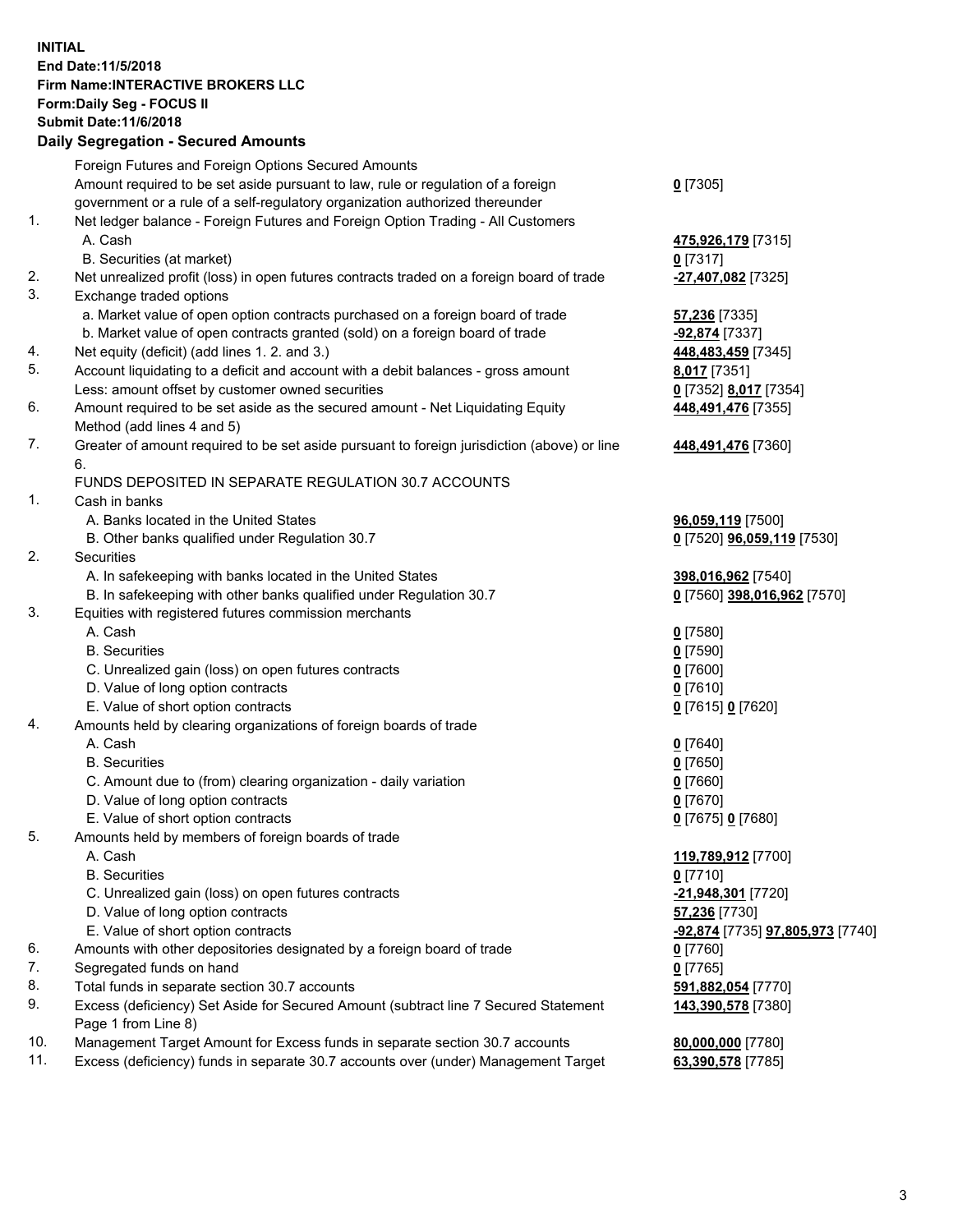**INITIAL**
**End Date:11/5/2018**
**Firm Name:INTERACTIVE BROKERS LLC**
**Form:Daily Seg - FOCUS II**
**Submit Date:11/6/2018**

## Daily Segregation - Secured Amounts

| | | |
|---|---|---|
| | Foreign Futures and Foreign Options Secured Amounts | |
| | Amount required to be set aside pursuant to law, rule or regulation of a foreign government or a rule of a self-regulatory organization authorized thereunder | **0** [7305] |
| 1. | Net ledger balance - Foreign Futures and Foreign Option Trading - All Customers | |
| | A. Cash | **475,926,179** [7315] |
| | B. Securities (at market) | **0** [7317] |
| 2. | Net unrealized profit (loss) in open futures contracts traded on a foreign board of trade | **-27,407,082** [7325] |
| 3. | Exchange traded options | |
| | a. Market value of open option contracts purchased on a foreign board of trade | **57,236** [7335] |
| | b. Market value of open contracts granted (sold) on a foreign board of trade | **-92,874** [7337] |
| 4. | Net equity (deficit) (add lines 1. 2. and 3.) | **448,483,459** [7345] |
| 5. | Account liquidating to a deficit and account with a debit balances - gross amount | **8,017** [7351] |
| | Less: amount offset by customer owned securities | **0** [7352] **8,017** [7354] |
| 6. | Amount required to be set aside as the secured amount - Net Liquidating Equity Method (add lines 4 and 5) | **448,491,476** [7355] |
| 7. | Greater of amount required to be set aside pursuant to foreign jurisdiction (above) or line 6. | **448,491,476** [7360] |
| | FUNDS DEPOSITED IN SEPARATE REGULATION 30.7 ACCOUNTS | |
| 1. | Cash in banks | |
| | A. Banks located in the United States | **96,059,119** [7500] |
| | B. Other banks qualified under Regulation 30.7 | **0** [7520] **96,059,119** [7530] |
| 2. | Securities | |
| | A. In safekeeping with banks located in the United States | **398,016,962** [7540] |
| | B. In safekeeping with other banks qualified under Regulation 30.7 | **0** [7560] **398,016,962** [7570] |
| 3. | Equities with registered futures commission merchants | |
| | A. Cash | **0** [7580] |
| | B. Securities | **0** [7590] |
| | C. Unrealized gain (loss) on open futures contracts | **0** [7600] |
| | D. Value of long option contracts | **0** [7610] |
| | E. Value of short option contracts | **0** [7615] **0** [7620] |
| 4. | Amounts held by clearing organizations of foreign boards of trade | |
| | A. Cash | **0** [7640] |
| | B. Securities | **0** [7650] |
| | C. Amount due to (from) clearing organization - daily variation | **0** [7660] |
| | D. Value of long option contracts | **0** [7670] |
| | E. Value of short option contracts | **0** [7675] **0** [7680] |
| 5. | Amounts held by members of foreign boards of trade | |
| | A. Cash | **119,789,912** [7700] |
| | B. Securities | **0** [7710] |
| | C. Unrealized gain (loss) on open futures contracts | **-21,948,301** [7720] |
| | D. Value of long option contracts | **57,236** [7730] |
| | E. Value of short option contracts | **-92,874** [7735] **97,805,973** [7740] |
| 6. | Amounts with other depositories designated by a foreign board of trade | **0** [7760] |
| 7. | Segregated funds on hand | **0** [7765] |
| 8. | Total funds in separate section 30.7 accounts | **591,882,054** [7770] |
| 9. | Excess (deficiency) Set Aside for Secured Amount (subtract line 7 Secured Statement Page 1 from Line 8) | **143,390,578** [7380] |
| 10. | Management Target Amount for Excess funds in separate section 30.7 accounts | **80,000,000** [7780] |
| 11. | Excess (deficiency) funds in separate 30.7 accounts over (under) Management Target | **63,390,578** [7785] |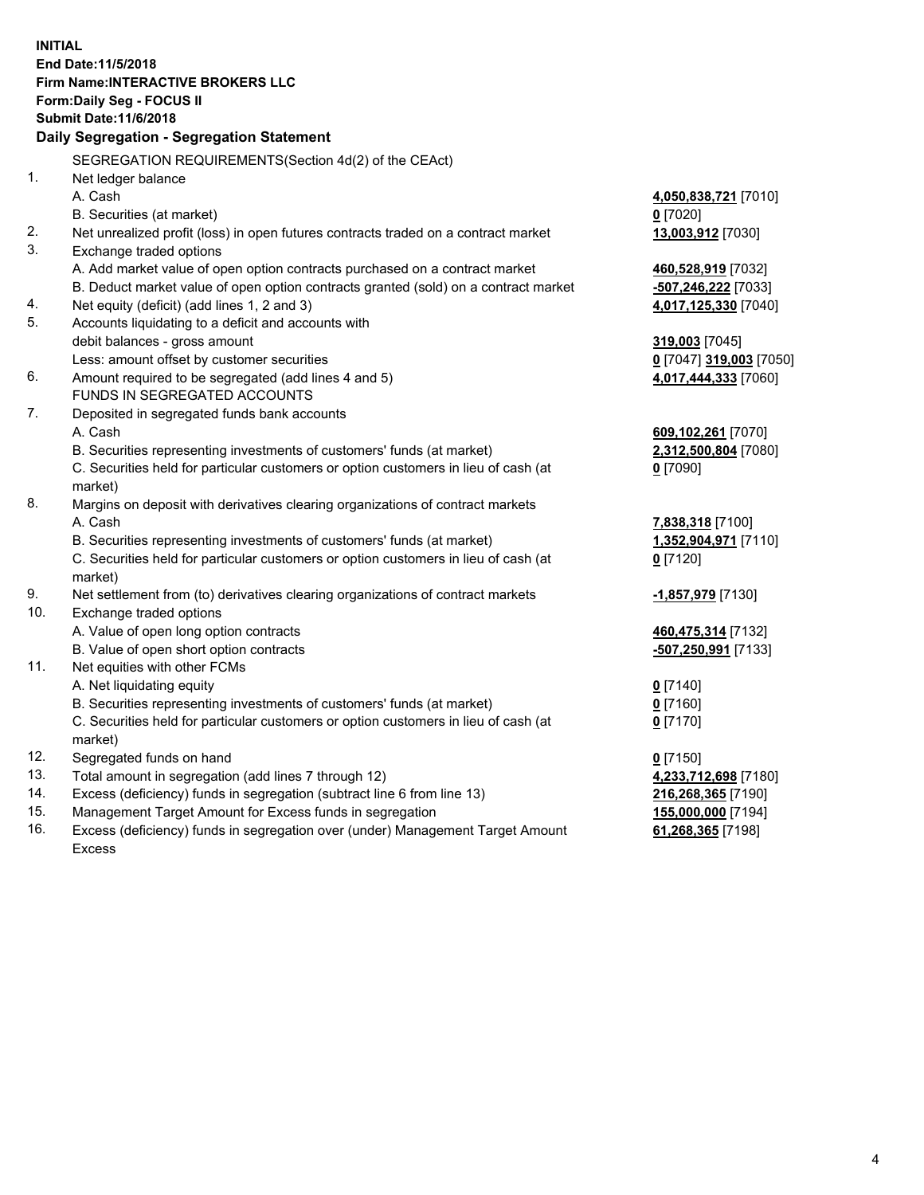**INITIAL**
**End Date:11/5/2018**
**Firm Name:INTERACTIVE BROKERS LLC**
**Form:Daily Seg - FOCUS II**
**Submit Date:11/6/2018**

### Daily Segregation - Segregation Statement

SEGREGATION REQUIREMENTS(Section 4d(2) of the CEAct)

| | | |
|---|---|---|
| 1. | Net ledger balance | |
| | A. Cash | **4,050,838,721** [7010] |
| | B. Securities (at market) | **0** [7020] |
| 2. | Net unrealized profit (loss) in open futures contracts traded on a contract market | **13,003,912** [7030] |
| 3. | Exchange traded options | |
| | A. Add market value of open option contracts purchased on a contract market | **460,528,919** [7032] |
| | B. Deduct market value of open option contracts granted (sold) on a contract market | **-507,246,222** [7033] |
| 4. | Net equity (deficit) (add lines 1, 2 and 3) | **4,017,125,330** [7040] |
| 5. | Accounts liquidating to a deficit and accounts with | |
| | debit balances - gross amount | **319,003** [7045] |
| | Less: amount offset by customer securities | **0** [7047] **319,003** [7050] |
| 6. | Amount required to be segregated (add lines 4 and 5) | **4,017,444,333** [7060] |
| | FUNDS IN SEGREGATED ACCOUNTS | |
| 7. | Deposited in segregated funds bank accounts | |
| | A. Cash | **609,102,261** [7070] |
| | B. Securities representing investments of customers' funds (at market) | **2,312,500,804** [7080] |
| | C. Securities held for particular customers or option customers in lieu of cash (at market) | **0** [7090] |
| 8. | Margins on deposit with derivatives clearing organizations of contract markets | |
| | A. Cash | **7,838,318** [7100] |
| | B. Securities representing investments of customers' funds (at market) | **1,352,904,971** [7110] |
| | C. Securities held for particular customers or option customers in lieu of cash (at market) | **0** [7120] |
| 9. | Net settlement from (to) derivatives clearing organizations of contract markets | **-1,857,979** [7130] |
| 10. | Exchange traded options | |
| | A. Value of open long option contracts | **460,475,314** [7132] |
| | B. Value of open short option contracts | **-507,250,991** [7133] |
| 11. | Net equities with other FCMs | |
| | A. Net liquidating equity | **0** [7140] |
| | B. Securities representing investments of customers' funds (at market) | **0** [7160] |
| | C. Securities held for particular customers or option customers in lieu of cash (at market) | **0** [7170] |
| 12. | Segregated funds on hand | **0** [7150] |
| 13. | Total amount in segregation (add lines 7 through 12) | **4,233,712,698** [7180] |
| 14. | Excess (deficiency) funds in segregation (subtract line 6 from line 13) | **216,268,365** [7190] |
| 15. | Management Target Amount for Excess funds in segregation | **155,000,000** [7194] |
| 16. | Excess (deficiency) funds in segregation over (under) Management Target Amount Excess | **61,268,365** [7198] |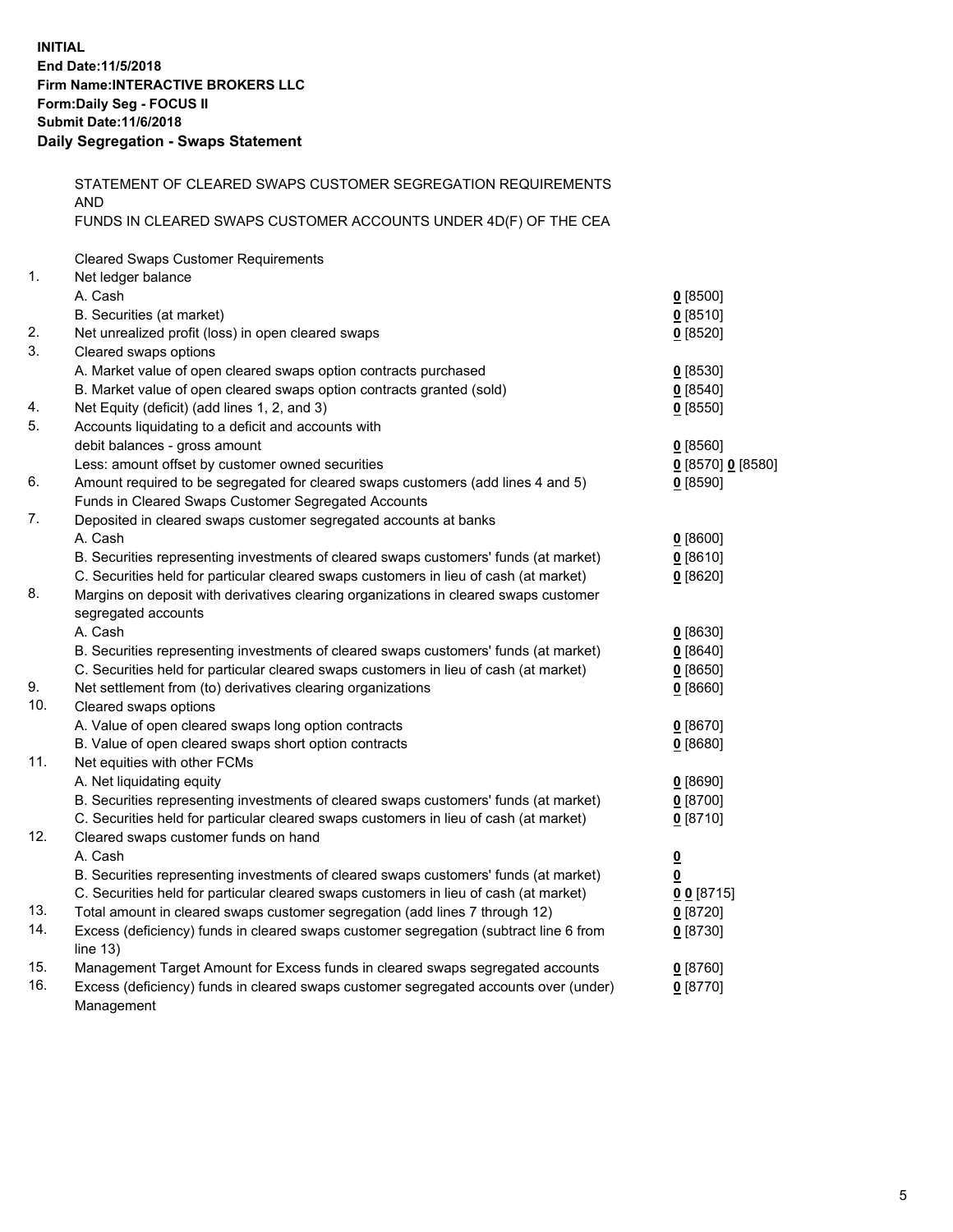**INITIAL**
**End Date:11/5/2018**
**Firm Name:INTERACTIVE BROKERS LLC**
**Form:Daily Seg - FOCUS II**
**Submit Date:11/6/2018**
**Daily Segregation - Swaps Statement**

STATEMENT OF CLEARED SWAPS CUSTOMER SEGREGATION REQUIREMENTS AND FUNDS IN CLEARED SWAPS CUSTOMER ACCOUNTS UNDER 4D(F) OF THE CEA

| | | |
|---|---|---|
| | Cleared Swaps Customer Requirements | |
| 1. | Net ledger balance | |
| | A. Cash | 0 [8500] |
| | B. Securities (at market) | 0 [8510] |
| 2. | Net unrealized profit (loss) in open cleared swaps | 0 [8520] |
| 3. | Cleared swaps options | |
| | A. Market value of open cleared swaps option contracts purchased | 0 [8530] |
| | B. Market value of open cleared swaps option contracts granted (sold) | 0 [8540] |
| 4. | Net Equity (deficit) (add lines 1, 2, and 3) | 0 [8550] |
| 5. | Accounts liquidating to a deficit and accounts with debit balances - gross amount | 0 [8560] |
| | Less: amount offset by customer owned securities | 0 [8570] 0 [8580] |
| 6. | Amount required to be segregated for cleared swaps customers (add lines 4 and 5) | 0 [8590] |
| | Funds in Cleared Swaps Customer Segregated Accounts | |
| 7. | Deposited in cleared swaps customer segregated accounts at banks | |
| | A. Cash | 0 [8600] |
| | B. Securities representing investments of cleared swaps customers' funds (at market) | 0 [8610] |
| | C. Securities held for particular cleared swaps customers in lieu of cash (at market) | 0 [8620] |
| 8. | Margins on deposit with derivatives clearing organizations in cleared swaps customer segregated accounts | |
| | A. Cash | 0 [8630] |
| | B. Securities representing investments of cleared swaps customers' funds (at market) | 0 [8640] |
| | C. Securities held for particular cleared swaps customers in lieu of cash (at market) | 0 [8650] |
| 9. | Net settlement from (to) derivatives clearing organizations | 0 [8660] |
| 10. | Cleared swaps options | |
| | A. Value of open cleared swaps long option contracts | 0 [8670] |
| | B. Value of open cleared swaps short option contracts | 0 [8680] |
| 11. | Net equities with other FCMs | |
| | A. Net liquidating equity | 0 [8690] |
| | B. Securities representing investments of cleared swaps customers' funds (at market) | 0 [8700] |
| | C. Securities held for particular cleared swaps customers in lieu of cash (at market) | 0 [8710] |
| 12. | Cleared swaps customer funds on hand | |
| | A. Cash | 0 |
| | B. Securities representing investments of cleared swaps customers' funds (at market) | 0 |
| | C. Securities held for particular cleared swaps customers in lieu of cash (at market) | 0 0 [8715] |
| 13. | Total amount in cleared swaps customer segregation (add lines 7 through 12) | 0 [8720] |
| 14. | Excess (deficiency) funds in cleared swaps customer segregation (subtract line 6 from line 13) | 0 [8730] |
| 15. | Management Target Amount for Excess funds in cleared swaps segregated accounts | 0 [8760] |
| 16. | Excess (deficiency) funds in cleared swaps customer segregated accounts over (under) Management | 0 [8770] |